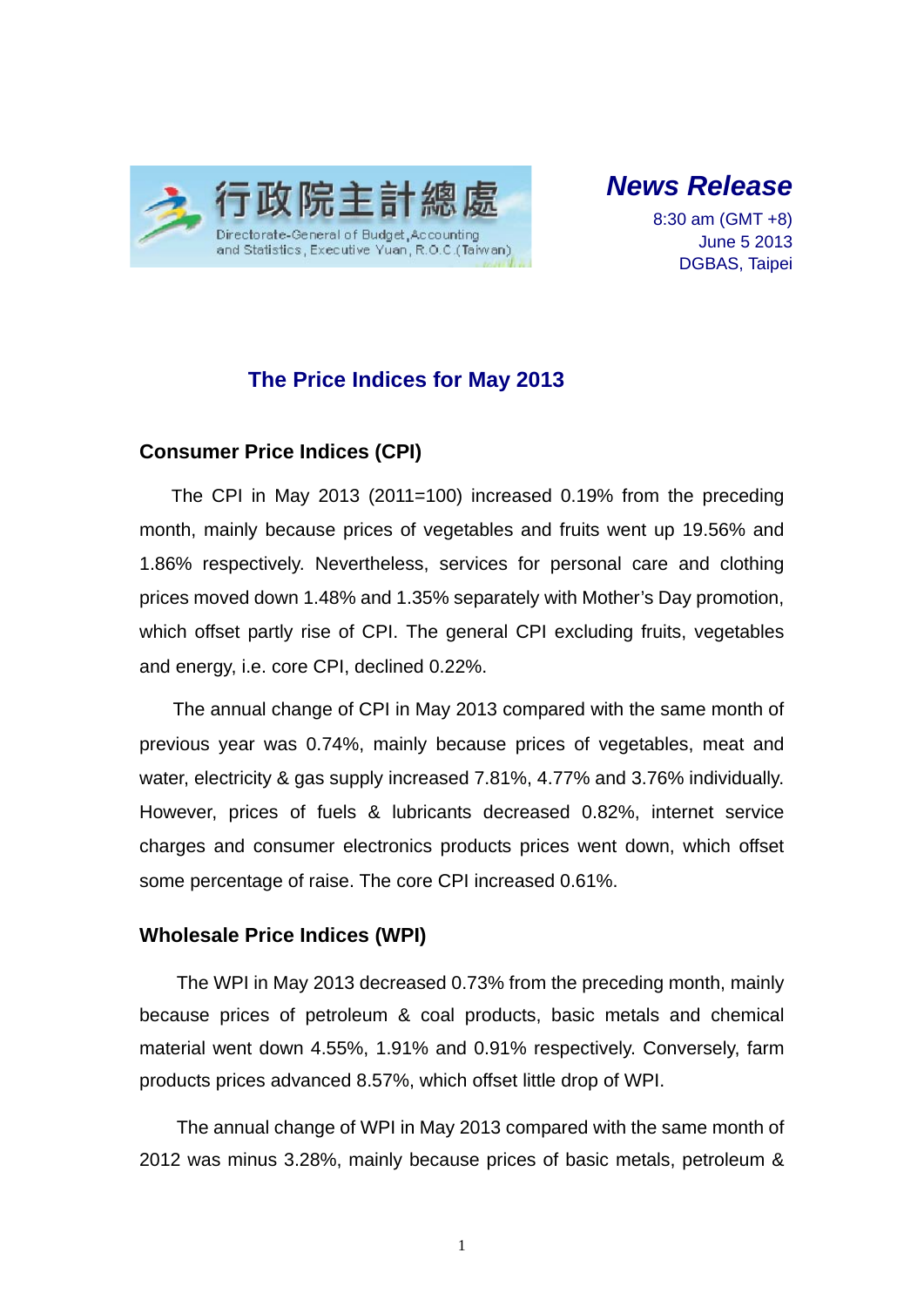行政院主計總處
Directorate-General of Budget, Accounting and Statistics, Executive Yuan, R.O.C.(Taiwan)

***News Release***

8:30 am (GMT +8)
June 5 2013
DGBAS, Taipei

# The Price Indices for May 2013

## Consumer Price Indices (CPI)

The CPI in May 2013 (2011=100) increased 0.19% from the preceding month, mainly because prices of vegetables and fruits went up 19.56% and 1.86% respectively. Nevertheless, services for personal care and clothing prices moved down 1.48% and 1.35% separately with Mother's Day promotion, which offset partly rise of CPI. The general CPI excluding fruits, vegetables and energy, i.e. core CPI, declined 0.22%.

The annual change of CPI in May 2013 compared with the same month of previous year was 0.74%, mainly because prices of vegetables, meat and water, electricity & gas supply increased 7.81%, 4.77% and 3.76% individually. However, prices of fuels & lubricants decreased 0.82%, internet service charges and consumer electronics products prices went down, which offset some percentage of raise. The core CPI increased 0.61%.

## Wholesale Price Indices (WPI)

The WPI in May 2013 decreased 0.73% from the preceding month, mainly because prices of petroleum & coal products, basic metals and chemical material went down 4.55%, 1.91% and 0.91% respectively. Conversely, farm products prices advanced 8.57%, which offset little drop of WPI.

The annual change of WPI in May 2013 compared with the same month of 2012 was minus 3.28%, mainly because prices of basic metals, petroleum &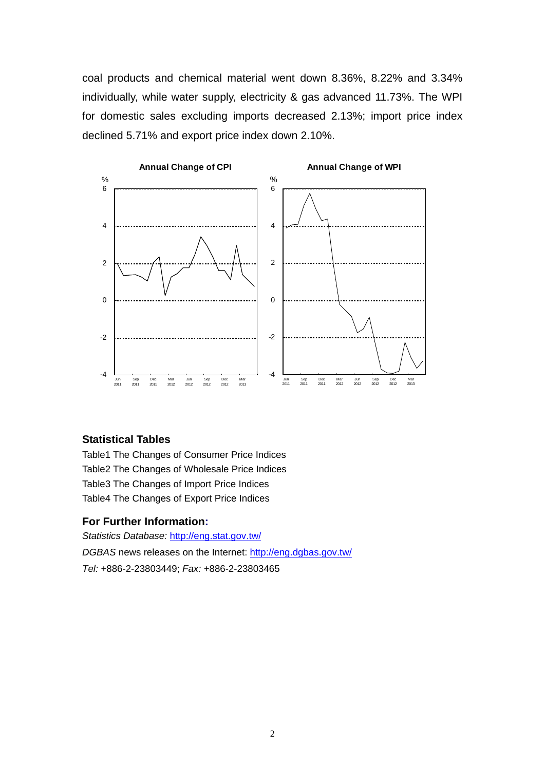coal products and chemical material went down 8.36%, 8.22% and 3.34% individually, while water supply, electricity & gas advanced 11.73%. The WPI for domestic sales excluding imports decreased 2.13%; import price index declined 5.71% and export price index down 2.10%.

**Annual Change of CPI**

**Annual Change of WPI**

## Statistical Tables

Table1 The Changes of Consumer Price Indices

Table2 The Changes of Wholesale Price Indices

Table3 The Changes of Import Price Indices

Table4 The Changes of Export Price Indices

## For Further Information:

*Statistics Database:* http://eng.stat.gov.tw/

*DGBAS* news releases on the Internet: http://eng.dgbas.gov.tw/

*Tel:* +886-2-23803449; *Fax:* +886-2-23803465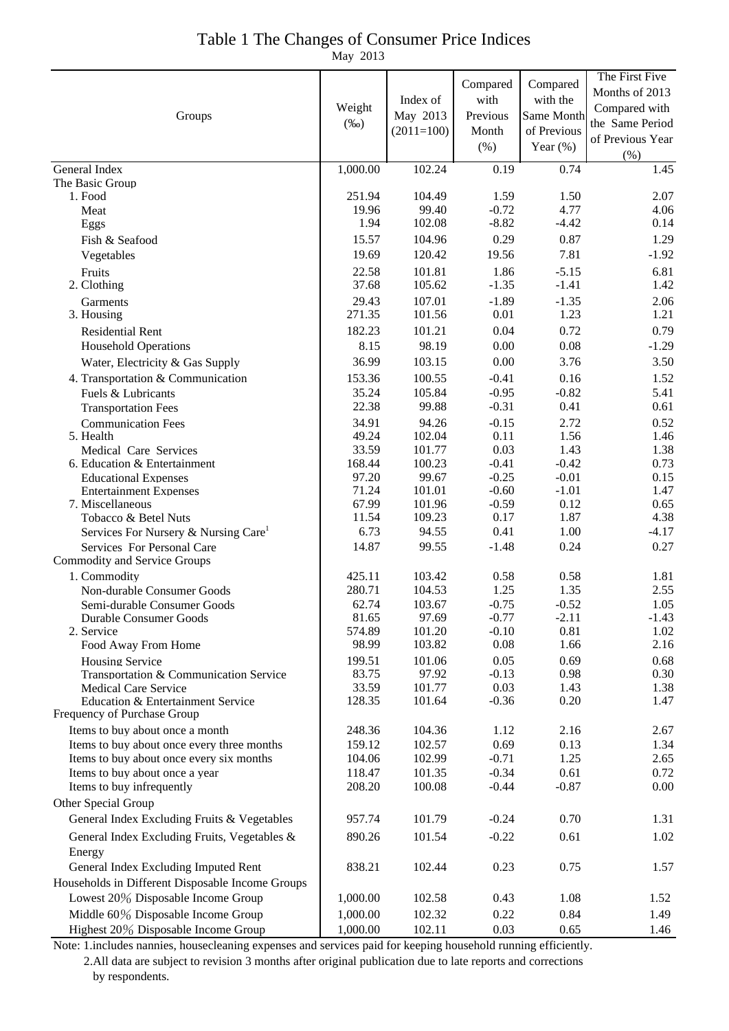# Table 1 The Changes of Consumer Price Indices

May 2013

| Groups | Weight (‰) | Index of May 2013 (2011=100) | Compared with Previous Month (%) | Compared with the Same Month of Previous Year (%) | The First Five Months of 2013 Compared with the Same Period of Previous Year (%) |
|---|---|---|---|---|---|
| General Index | 1,000.00 | 102.24 | 0.19 | 0.74 | 1.45 |
| The Basic Group | | | | | |
| 1. Food | 251.94 | 104.49 | 1.59 | 1.50 | 2.07 |
| Meat | 19.96 | 99.40 | -0.72 | 4.77 | 4.06 |
| Eggs | 1.94 | 102.08 | -8.82 | -4.42 | 0.14 |
| Fish & Seafood | 15.57 | 104.96 | 0.29 | 0.87 | 1.29 |
| Vegetables | 19.69 | 120.42 | 19.56 | 7.81 | -1.92 |
| Fruits | 22.58 | 101.81 | 1.86 | -5.15 | 6.81 |
| 2. Clothing | 37.68 | 105.62 | -1.35 | -1.41 | 1.42 |
| Garments | 29.43 | 107.01 | -1.89 | -1.35 | 2.06 |
| 3. Housing | 271.35 | 101.56 | 0.01 | 1.23 | 1.21 |
| Residential Rent | 182.23 | 101.21 | 0.04 | 0.72 | 0.79 |
| Household Operations | 8.15 | 98.19 | 0.00 | 0.08 | -1.29 |
| Water, Electricity & Gas Supply | 36.99 | 103.15 | 0.00 | 3.76 | 3.50 |
| 4. Transportation & Communication | 153.36 | 100.55 | -0.41 | 0.16 | 1.52 |
| Fuels & Lubricants | 35.24 | 105.84 | -0.95 | -0.82 | 5.41 |
| Transportation Fees | 22.38 | 99.88 | -0.31 | 0.41 | 0.61 |
| Communication Fees | 34.91 | 94.26 | -0.15 | 2.72 | 0.52 |
| 5. Health | 49.24 | 102.04 | 0.11 | 1.56 | 1.46 |
| Medical Care Services | 33.59 | 101.77 | 0.03 | 1.43 | 1.38 |
| 6. Education & Entertainment | 168.44 | 100.23 | -0.41 | -0.42 | 0.73 |
| Educational Expenses | 97.20 | 99.67 | -0.25 | -0.01 | 0.15 |
| Entertainment Expenses | 71.24 | 101.01 | -0.60 | -1.01 | 1.47 |
| 7. Miscellaneous | 67.99 | 101.96 | -0.59 | 0.12 | 0.65 |
| Tobacco & Betel Nuts | 11.54 | 109.23 | 0.17 | 1.87 | 4.38 |
| Services For Nursery & Nursing Care[1] | 6.73 | 94.55 | 0.41 | 1.00 | -4.17 |
| Services For Personal Care | 14.87 | 99.55 | -1.48 | 0.24 | 0.27 |
| Commodity and Service Groups | | | | | |
| 1. Commodity | 425.11 | 103.42 | 0.58 | 0.58 | 1.81 |
| Non-durable Consumer Goods | 280.71 | 104.53 | 1.25 | 1.35 | 2.55 |
| Semi-durable Consumer Goods | 62.74 | 103.67 | -0.75 | -0.52 | 1.05 |
| Durable Consumer Goods | 81.65 | 97.69 | -0.77 | -2.11 | -1.43 |
| 2. Service | 574.89 | 101.20 | -0.10 | 0.81 | 1.02 |
| Food Away From Home | 98.99 | 103.82 | 0.08 | 1.66 | 2.16 |
| Housing Service | 199.51 | 101.06 | 0.05 | 0.69 | 0.68 |
| Transportation & Communication Service | 83.75 | 97.92 | -0.13 | 0.98 | 0.30 |
| Medical Care Service | 33.59 | 101.77 | 0.03 | 1.43 | 1.38 |
| Education & Entertainment Service | 128.35 | 101.64 | -0.36 | 0.20 | 1.47 |
| Frequency of Purchase Group | | | | | |
| Items to buy about once a month | 248.36 | 104.36 | 1.12 | 2.16 | 2.67 |
| Items to buy about once every three months | 159.12 | 102.57 | 0.69 | 0.13 | 1.34 |
| Items to buy about once every six months | 104.06 | 102.99 | -0.71 | 1.25 | 2.65 |
| Items to buy about once a year | 118.47 | 101.35 | -0.34 | 0.61 | 0.72 |
| Items to buy infrequently | 208.20 | 100.08 | -0.44 | -0.87 | 0.00 |
| Other Special Group | | | | | |
| General Index Excluding Fruits & Vegetables | 957.74 | 101.79 | -0.24 | 0.70 | 1.31 |
| General Index Excluding Fruits, Vegetables & Energy | 890.26 | 101.54 | -0.22 | 0.61 | 1.02 |
| General Index Excluding Imputed Rent | 838.21 | 102.44 | 0.23 | 0.75 | 1.57 |
| Households in Different Disposable Income Groups | | | | | |
| Lowest 20% Disposable Income Group | 1,000.00 | 102.58 | 0.43 | 1.08 | 1.52 |
| Middle 60% Disposable Income Group | 1,000.00 | 102.32 | 0.22 | 0.84 | 1.49 |
| Highest 20% Disposable Income Group | 1,000.00 | 102.11 | 0.03 | 0.65 | 1.46 |

Note: 1.includes nannies, housecleaning expenses and services paid for keeping household running efficiently.

2.All data are subject to revision 3 months after original publication due to late reports and corrections by respondents.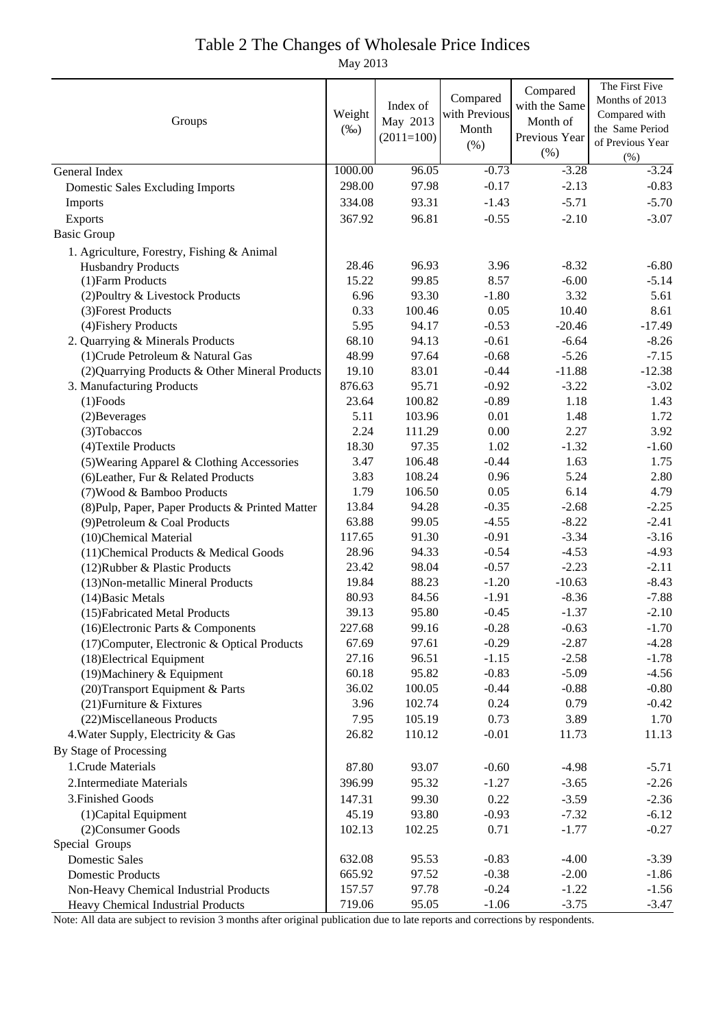# Table 2 The Changes of Wholesale Price Indices

May 2013

| Groups | Weight (‰) | Index of May 2013 (2011=100) | Compared with Previous Month (%) | Compared with the Same Month of Previous Year (%) | The First Five Months of 2013 Compared with the Same Period of Previous Year (%) |
|---|---|---|---|---|---|
| General Index | 1000.00 | 96.05 | -0.73 | -3.28 | -3.24 |
| Domestic Sales Excluding Imports | 298.00 | 97.98 | -0.17 | -2.13 | -0.83 |
| Imports | 334.08 | 93.31 | -1.43 | -5.71 | -5.70 |
| Exports | 367.92 | 96.81 | -0.55 | -2.10 | -3.07 |
| Basic Group | | | | | |
| 1. Agriculture, Forestry, Fishing & Animal Husbandry Products | 28.46 | 96.93 | 3.96 | -8.32 | -6.80 |
| (1)Farm Products | 15.22 | 99.85 | 8.57 | -6.00 | -5.14 |
| (2)Poultry & Livestock Products | 6.96 | 93.30 | -1.80 | 3.32 | 5.61 |
| (3)Forest Products | 0.33 | 100.46 | 0.05 | 10.40 | 8.61 |
| (4)Fishery Products | 5.95 | 94.17 | -0.53 | -20.46 | -17.49 |
| 2. Quarrying & Minerals Products | 68.10 | 94.13 | -0.61 | -6.64 | -8.26 |
| (1)Crude Petroleum & Natural Gas | 48.99 | 97.64 | -0.68 | -5.26 | -7.15 |
| (2)Quarrying Products & Other Mineral Products | 19.10 | 83.01 | -0.44 | -11.88 | -12.38 |
| 3. Manufacturing Products | 876.63 | 95.71 | -0.92 | -3.22 | -3.02 |
| (1)Foods | 23.64 | 100.82 | -0.89 | 1.18 | 1.43 |
| (2)Beverages | 5.11 | 103.96 | 0.01 | 1.48 | 1.72 |
| (3)Tobaccos | 2.24 | 111.29 | 0.00 | 2.27 | 3.92 |
| (4)Textile Products | 18.30 | 97.35 | 1.02 | -1.32 | -1.60 |
| (5)Wearing Apparel & Clothing Accessories | 3.47 | 106.48 | -0.44 | 1.63 | 1.75 |
| (6)Leather, Fur & Related Products | 3.83 | 108.24 | 0.96 | 5.24 | 2.80 |
| (7)Wood & Bamboo Products | 1.79 | 106.50 | 0.05 | 6.14 | 4.79 |
| (8)Pulp, Paper, Paper Products & Printed Matter | 13.84 | 94.28 | -0.35 | -2.68 | -2.25 |
| (9)Petroleum & Coal Products | 63.88 | 99.05 | -4.55 | -8.22 | -2.41 |
| (10)Chemical Material | 117.65 | 91.30 | -0.91 | -3.34 | -3.16 |
| (11)Chemical Products & Medical Goods | 28.96 | 94.33 | -0.54 | -4.53 | -4.93 |
| (12)Rubber & Plastic Products | 23.42 | 98.04 | -0.57 | -2.23 | -2.11 |
| (13)Non-metallic Mineral Products | 19.84 | 88.23 | -1.20 | -10.63 | -8.43 |
| (14)Basic Metals | 80.93 | 84.56 | -1.91 | -8.36 | -7.88 |
| (15)Fabricated Metal Products | 39.13 | 95.80 | -0.45 | -1.37 | -2.10 |
| (16)Electronic Parts & Components | 227.68 | 99.16 | -0.28 | -0.63 | -1.70 |
| (17)Computer, Electronic & Optical Products | 67.69 | 97.61 | -0.29 | -2.87 | -4.28 |
| (18)Electrical Equipment | 27.16 | 96.51 | -1.15 | -2.58 | -1.78 |
| (19)Machinery & Equipment | 60.18 | 95.82 | -0.83 | -5.09 | -4.56 |
| (20)Transport Equipment & Parts | 36.02 | 100.05 | -0.44 | -0.88 | -0.80 |
| (21)Furniture & Fixtures | 3.96 | 102.74 | 0.24 | 0.79 | -0.42 |
| (22)Miscellaneous Products | 7.95 | 105.19 | 0.73 | 3.89 | 1.70 |
| 4.Water Supply, Electricity & Gas | 26.82 | 110.12 | -0.01 | 11.73 | 11.13 |
| By Stage of Processing | | | | | |
| 1.Crude Materials | 87.80 | 93.07 | -0.60 | -4.98 | -5.71 |
| 2.Intermediate Materials | 396.99 | 95.32 | -1.27 | -3.65 | -2.26 |
| 3.Finished Goods | 147.31 | 99.30 | 0.22 | -3.59 | -2.36 |
| (1)Capital Equipment | 45.19 | 93.80 | -0.93 | -7.32 | -6.12 |
| (2)Consumer Goods | 102.13 | 102.25 | 0.71 | -1.77 | -0.27 |
| Special Groups | | | | | |
| Domestic Sales | 632.08 | 95.53 | -0.83 | -4.00 | -3.39 |
| Domestic Products | 665.92 | 97.52 | -0.38 | -2.00 | -1.86 |
| Non-Heavy Chemical Industrial Products | 157.57 | 97.78 | -0.24 | -1.22 | -1.56 |
| Heavy Chemical Industrial Products | 719.06 | 95.05 | -1.06 | -3.75 | -3.47 |

Note: All data are subject to revision 3 months after original publication due to late reports and corrections by respondents.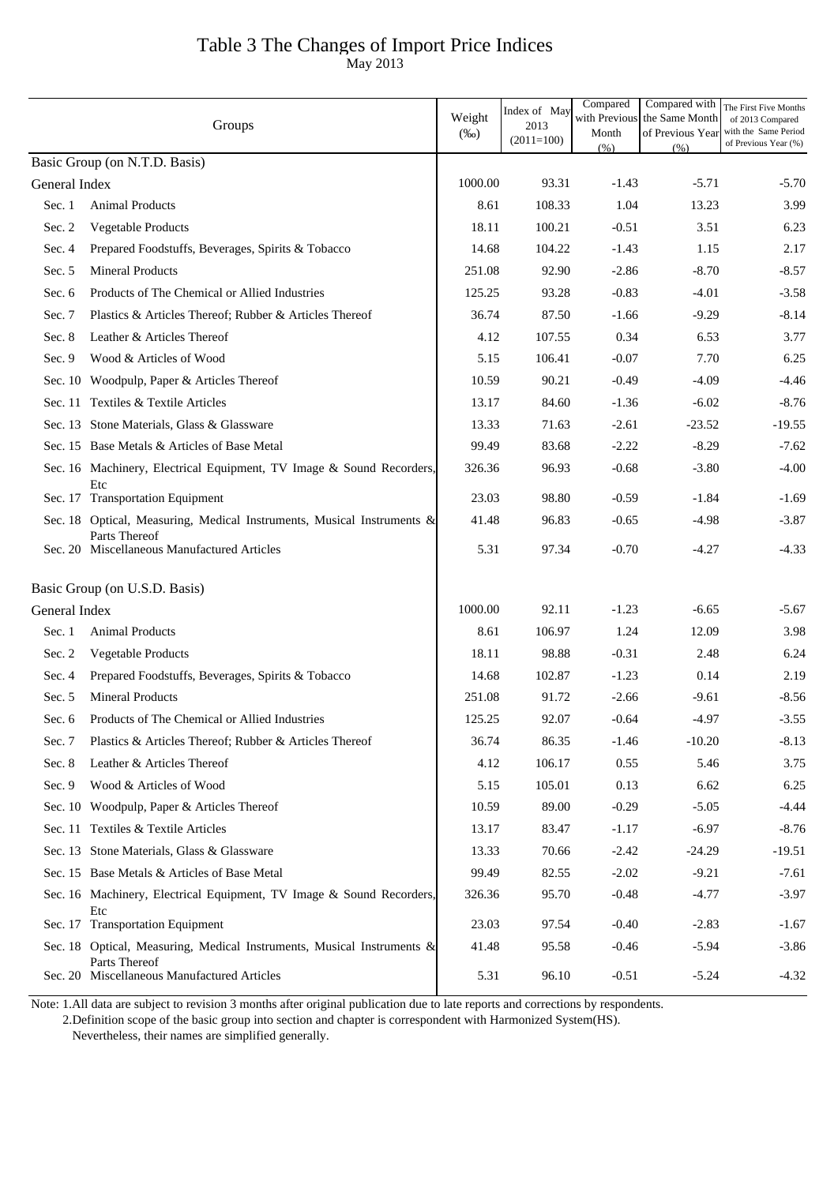# Table 3 The Changes of Import Price Indices

May 2013

| Groups | | Weight (‰) | Index of May 2013 (2011=100) | Compared with Previous Month (%) | Compared with the Same Month of Previous Year (%) | The First Five Months of 2013 Compared with the Same Period of Previous Year (%) |
|---|---|---|---|---|---|---|
| Basic Group (on N.T.D. Basis) | | | | | | |
| General Index | | 1000.00 | 93.31 | -1.43 | -5.71 | -5.70 |
| Sec. 1 | Animal Products | 8.61 | 108.33 | 1.04 | 13.23 | 3.99 |
| Sec. 2 | Vegetable Products | 18.11 | 100.21 | -0.51 | 3.51 | 6.23 |
| Sec. 4 | Prepared Foodstuffs, Beverages, Spirits & Tobacco | 14.68 | 104.22 | -1.43 | 1.15 | 2.17 |
| Sec. 5 | Mineral Products | 251.08 | 92.90 | -2.86 | -8.70 | -8.57 |
| Sec. 6 | Products of The Chemical or Allied Industries | 125.25 | 93.28 | -0.83 | -4.01 | -3.58 |
| Sec. 7 | Plastics & Articles Thereof; Rubber & Articles Thereof | 36.74 | 87.50 | -1.66 | -9.29 | -8.14 |
| Sec. 8 | Leather & Articles Thereof | 4.12 | 107.55 | 0.34 | 6.53 | 3.77 |
| Sec. 9 | Wood & Articles of Wood | 5.15 | 106.41 | -0.07 | 7.70 | 6.25 |
| Sec. 10 | Woodpulp, Paper & Articles Thereof | 10.59 | 90.21 | -0.49 | -4.09 | -4.46 |
| Sec. 11 | Textiles & Textile Articles | 13.17 | 84.60 | -1.36 | -6.02 | -8.76 |
| Sec. 13 | Stone Materials, Glass & Glassware | 13.33 | 71.63 | -2.61 | -23.52 | -19.55 |
| Sec. 15 | Base Metals & Articles of Base Metal | 99.49 | 83.68 | -2.22 | -8.29 | -7.62 |
| Sec. 16 | Machinery, Electrical Equipment, TV Image & Sound Recorders, Etc | 326.36 | 96.93 | -0.68 | -3.80 | -4.00 |
| Sec. 17 | Transportation Equipment | 23.03 | 98.80 | -0.59 | -1.84 | -1.69 |
| Sec. 18 | Optical, Measuring, Medical Instruments, Musical Instruments & Parts Thereof | 41.48 | 96.83 | -0.65 | -4.98 | -3.87 |
| Sec. 20 | Miscellaneous Manufactured Articles | 5.31 | 97.34 | -0.70 | -4.27 | -4.33 |
| Basic Group (on U.S.D. Basis) | | | | | | |
| General Index | | 1000.00 | 92.11 | -1.23 | -6.65 | -5.67 |
| Sec. 1 | Animal Products | 8.61 | 106.97 | 1.24 | 12.09 | 3.98 |
| Sec. 2 | Vegetable Products | 18.11 | 98.88 | -0.31 | 2.48 | 6.24 |
| Sec. 4 | Prepared Foodstuffs, Beverages, Spirits & Tobacco | 14.68 | 102.87 | -1.23 | 0.14 | 2.19 |
| Sec. 5 | Mineral Products | 251.08 | 91.72 | -2.66 | -9.61 | -8.56 |
| Sec. 6 | Products of The Chemical or Allied Industries | 125.25 | 92.07 | -0.64 | -4.97 | -3.55 |
| Sec. 7 | Plastics & Articles Thereof; Rubber & Articles Thereof | 36.74 | 86.35 | -1.46 | -10.20 | -8.13 |
| Sec. 8 | Leather & Articles Thereof | 4.12 | 106.17 | 0.55 | 5.46 | 3.75 |
| Sec. 9 | Wood & Articles of Wood | 5.15 | 105.01 | 0.13 | 6.62 | 6.25 |
| Sec. 10 | Woodpulp, Paper & Articles Thereof | 10.59 | 89.00 | -0.29 | -5.05 | -4.44 |
| Sec. 11 | Textiles & Textile Articles | 13.17 | 83.47 | -1.17 | -6.97 | -8.76 |
| Sec. 13 | Stone Materials, Glass & Glassware | 13.33 | 70.66 | -2.42 | -24.29 | -19.51 |
| Sec. 15 | Base Metals & Articles of Base Metal | 99.49 | 82.55 | -2.02 | -9.21 | -7.61 |
| Sec. 16 | Machinery, Electrical Equipment, TV Image & Sound Recorders, Etc | 326.36 | 95.70 | -0.48 | -4.77 | -3.97 |
| Sec. 17 | Transportation Equipment | 23.03 | 97.54 | -0.40 | -2.83 | -1.67 |
| Sec. 18 | Optical, Measuring, Medical Instruments, Musical Instruments & Parts Thereof | 41.48 | 95.58 | -0.46 | -5.94 | -3.86 |
| Sec. 20 | Miscellaneous Manufactured Articles | 5.31 | 96.10 | -0.51 | -5.24 | -4.32 |

Note: 1.All data are subject to revision 3 months after original publication due to late reports and corrections by respondents.
2.Definition scope of the basic group into section and chapter is correspondent with Harmonized System(HS).
Nevertheless, their names are simplified generally.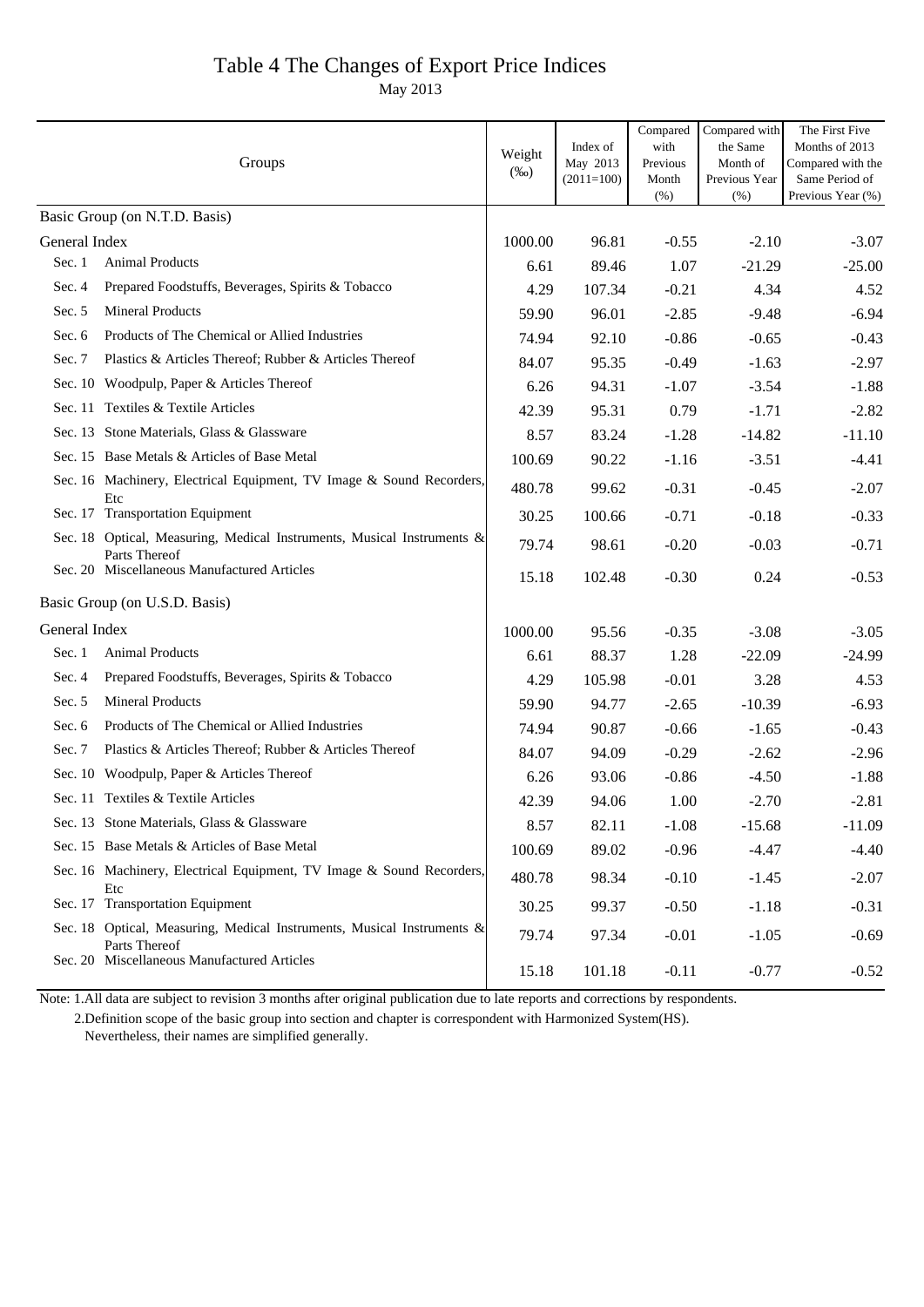# Table 4 The Changes of Export Price Indices

May 2013

| Groups | | Weight (‰) | Index of May 2013 (2011=100) | Compared with Previous Month (%) | Compared with the Same Month of Previous Year (%) | The First Five Months of 2013 Compared with the Same Period of Previous Year (%) |
|---|---|---|---|---|---|---|
| Basic Group (on N.T.D. Basis) | | | | | | |
| General Index | | 1000.00 | 96.81 | -0.55 | -2.10 | -3.07 |
| Sec. 1 | Animal Products | 6.61 | 89.46 | 1.07 | -21.29 | -25.00 |
| Sec. 4 | Prepared Foodstuffs, Beverages, Spirits & Tobacco | 4.29 | 107.34 | -0.21 | 4.34 | 4.52 |
| Sec. 5 | Mineral Products | 59.90 | 96.01 | -2.85 | -9.48 | -6.94 |
| Sec. 6 | Products of The Chemical or Allied Industries | 74.94 | 92.10 | -0.86 | -0.65 | -0.43 |
| Sec. 7 | Plastics & Articles Thereof; Rubber & Articles Thereof | 84.07 | 95.35 | -0.49 | -1.63 | -2.97 |
| Sec. 10 | Woodpulp, Paper & Articles Thereof | 6.26 | 94.31 | -1.07 | -3.54 | -1.88 |
| Sec. 11 | Textiles & Textile Articles | 42.39 | 95.31 | 0.79 | -1.71 | -2.82 |
| Sec. 13 | Stone Materials, Glass & Glassware | 8.57 | 83.24 | -1.28 | -14.82 | -11.10 |
| Sec. 15 | Base Metals & Articles of Base Metal | 100.69 | 90.22 | -1.16 | -3.51 | -4.41 |
| Sec. 16 | Machinery, Electrical Equipment, TV Image & Sound Recorders, Etc | 480.78 | 99.62 | -0.31 | -0.45 | -2.07 |
| Sec. 17 | Transportation Equipment | 30.25 | 100.66 | -0.71 | -0.18 | -0.33 |
| Sec. 18 | Optical, Measuring, Medical Instruments, Musical Instruments & Parts Thereof | 79.74 | 98.61 | -0.20 | -0.03 | -0.71 |
| Sec. 20 | Miscellaneous Manufactured Articles | 15.18 | 102.48 | -0.30 | 0.24 | -0.53 |
| Basic Group (on U.S.D. Basis) | | | | | | |
| General Index | | 1000.00 | 95.56 | -0.35 | -3.08 | -3.05 |
| Sec. 1 | Animal Products | 6.61 | 88.37 | 1.28 | -22.09 | -24.99 |
| Sec. 4 | Prepared Foodstuffs, Beverages, Spirits & Tobacco | 4.29 | 105.98 | -0.01 | 3.28 | 4.53 |
| Sec. 5 | Mineral Products | 59.90 | 94.77 | -2.65 | -10.39 | -6.93 |
| Sec. 6 | Products of The Chemical or Allied Industries | 74.94 | 90.87 | -0.66 | -1.65 | -0.43 |
| Sec. 7 | Plastics & Articles Thereof; Rubber & Articles Thereof | 84.07 | 94.09 | -0.29 | -2.62 | -2.96 |
| Sec. 10 | Woodpulp, Paper & Articles Thereof | 6.26 | 93.06 | -0.86 | -4.50 | -1.88 |
| Sec. 11 | Textiles & Textile Articles | 42.39 | 94.06 | 1.00 | -2.70 | -2.81 |
| Sec. 13 | Stone Materials, Glass & Glassware | 8.57 | 82.11 | -1.08 | -15.68 | -11.09 |
| Sec. 15 | Base Metals & Articles of Base Metal | 100.69 | 89.02 | -0.96 | -4.47 | -4.40 |
| Sec. 16 | Machinery, Electrical Equipment, TV Image & Sound Recorders, Etc | 480.78 | 98.34 | -0.10 | -1.45 | -2.07 |
| Sec. 17 | Transportation Equipment | 30.25 | 99.37 | -0.50 | -1.18 | -0.31 |
| Sec. 18 | Optical, Measuring, Medical Instruments, Musical Instruments & Parts Thereof | 79.74 | 97.34 | -0.01 | -1.05 | -0.69 |
| Sec. 20 | Miscellaneous Manufactured Articles | 15.18 | 101.18 | -0.11 | -0.77 | -0.52 |

Note: 1.All data are subject to revision 3 months after original publication due to late reports and corrections by respondents.

2.Definition scope of the basic group into section and chapter is correspondent with Harmonized System(HS). Nevertheless, their names are simplified generally.